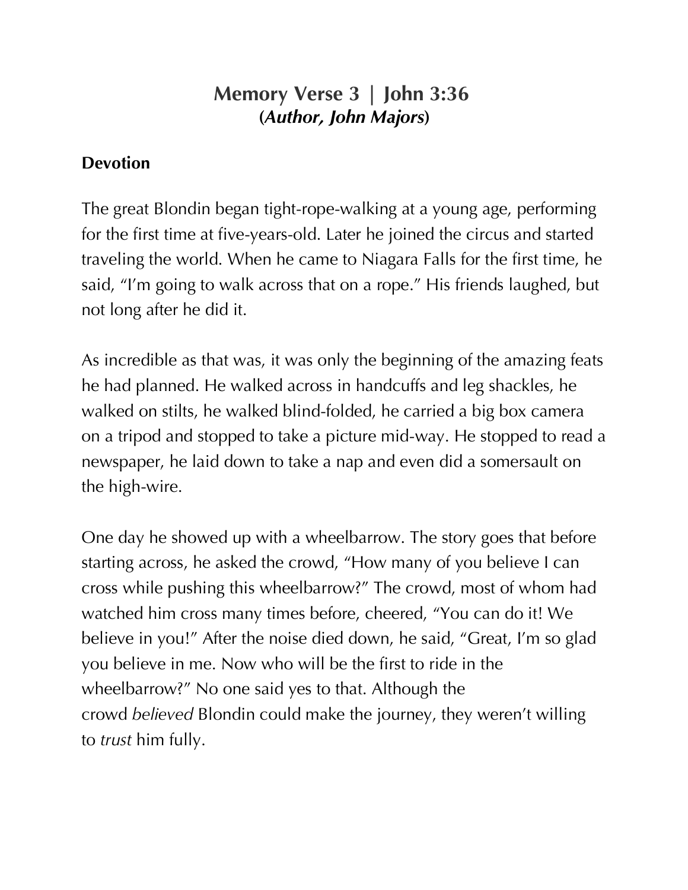# Memory Verse 3 | John 3:36
## (*Author, John Majors*)

**Devotion**

The great Blondin began tight-rope-walking at a young age, performing for the first time at five-years-old. Later he joined the circus and started traveling the world. When he came to Niagara Falls for the first time, he said, "I'm going to walk across that on a rope." His friends laughed, but not long after he did it.

As incredible as that was, it was only the beginning of the amazing feats he had planned. He walked across in handcuffs and leg shackles, he walked on stilts, he walked blind-folded, he carried a big box camera on a tripod and stopped to take a picture mid-way. He stopped to read a newspaper, he laid down to take a nap and even did a somersault on the high-wire.

One day he showed up with a wheelbarrow. The story goes that before starting across, he asked the crowd, "How many of you believe I can cross while pushing this wheelbarrow?" The crowd, most of whom had watched him cross many times before, cheered, "You can do it! We believe in you!" After the noise died down, he said, "Great, I'm so glad you believe in me. Now who will be the first to ride in the wheelbarrow?" No one said yes to that. Although the crowd *believed* Blondin could make the journey, they weren't willing to *trust* him fully.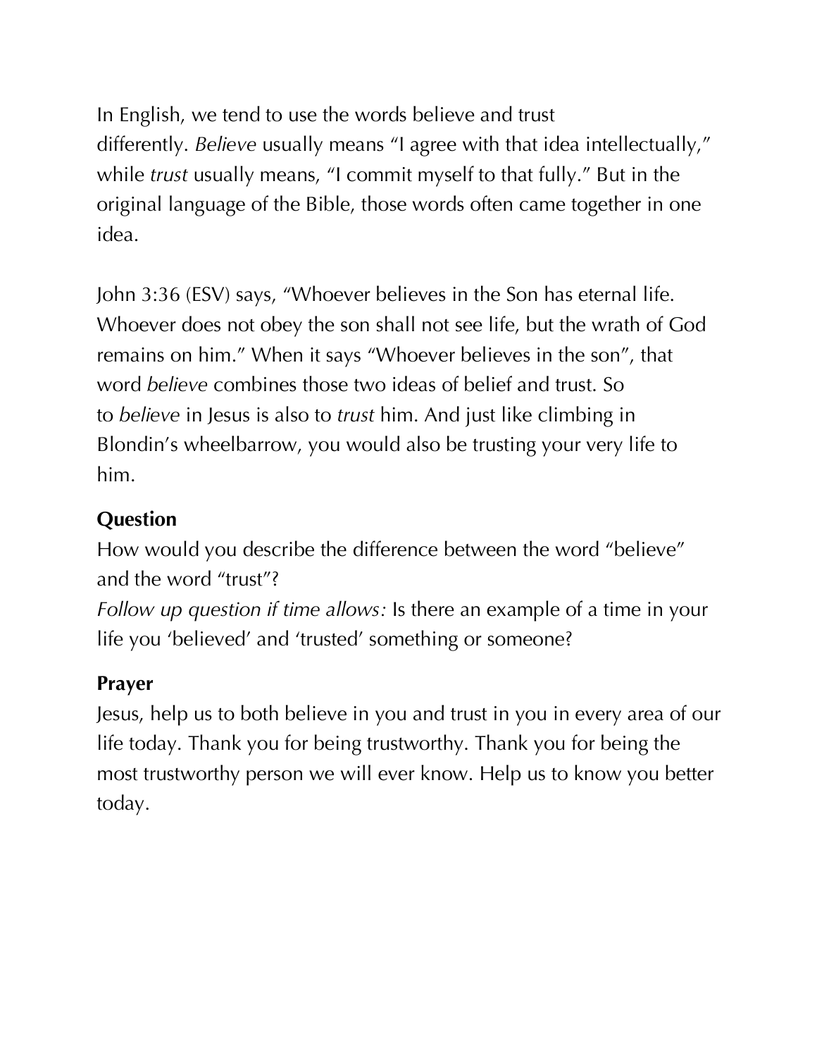In English, we tend to use the words believe and trust differently. *Believe* usually means "I agree with that idea intellectually," while *trust* usually means, "I commit myself to that fully." But in the original language of the Bible, those words often came together in one idea.

John 3:36 (ESV) says, "Whoever believes in the Son has eternal life. Whoever does not obey the son shall not see life, but the wrath of God remains on him." When it says "Whoever believes in the son", that word *believe* combines those two ideas of belief and trust. So to *believe* in Jesus is also to *trust* him. And just like climbing in Blondin's wheelbarrow, you would also be trusting your very life to him.

**Question**

How would you describe the difference between the word "believe" and the word "trust"?

*Follow up question if time allows:* Is there an example of a time in your life you 'believed' and 'trusted' something or someone?

**Prayer**

Jesus, help us to both believe in you and trust in you in every area of our life today. Thank you for being trustworthy. Thank you for being the most trustworthy person we will ever know. Help us to know you better today.